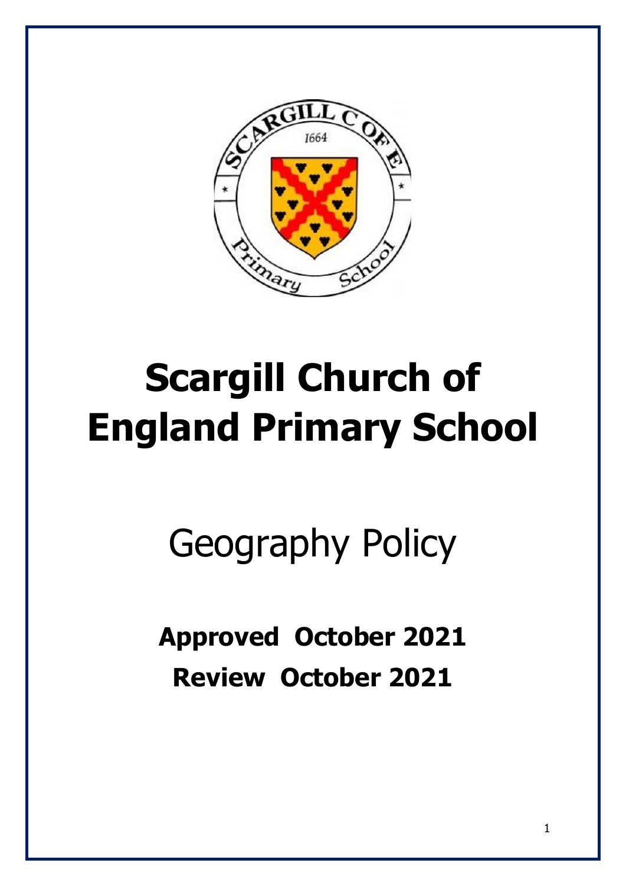# Scargill Church of England Primary School

## Geography Policy

**Approved October 2021**

**Review October 2021**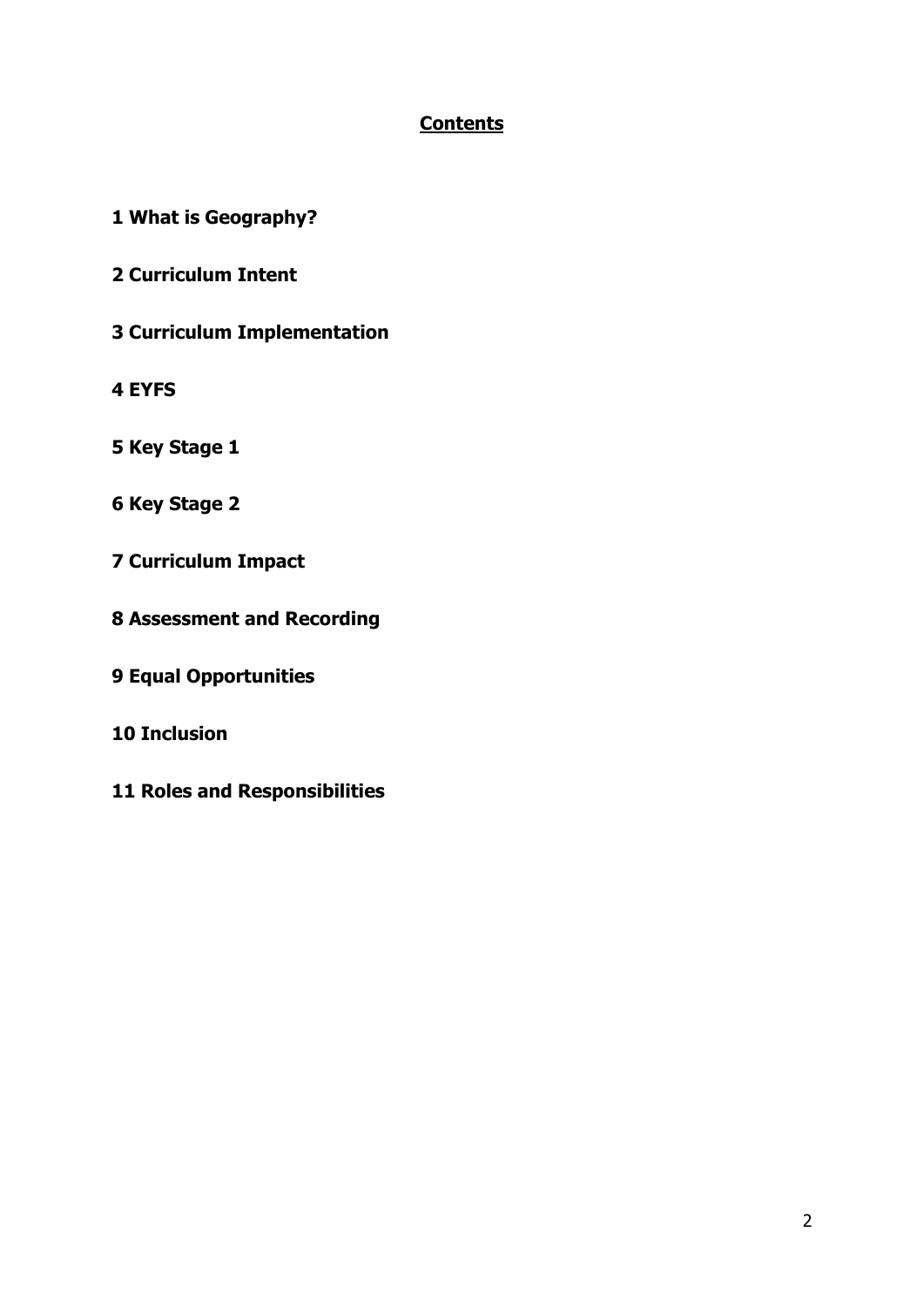## Contents

**1 What is Geography?**

**2 Curriculum Intent**

**3 Curriculum Implementation**

**4 EYFS**

**5 Key Stage 1**

**6 Key Stage 2**

**7 Curriculum Impact**

**8 Assessment and Recording**

**9 Equal Opportunities**

**10 Inclusion**

**11 Roles and Responsibilities**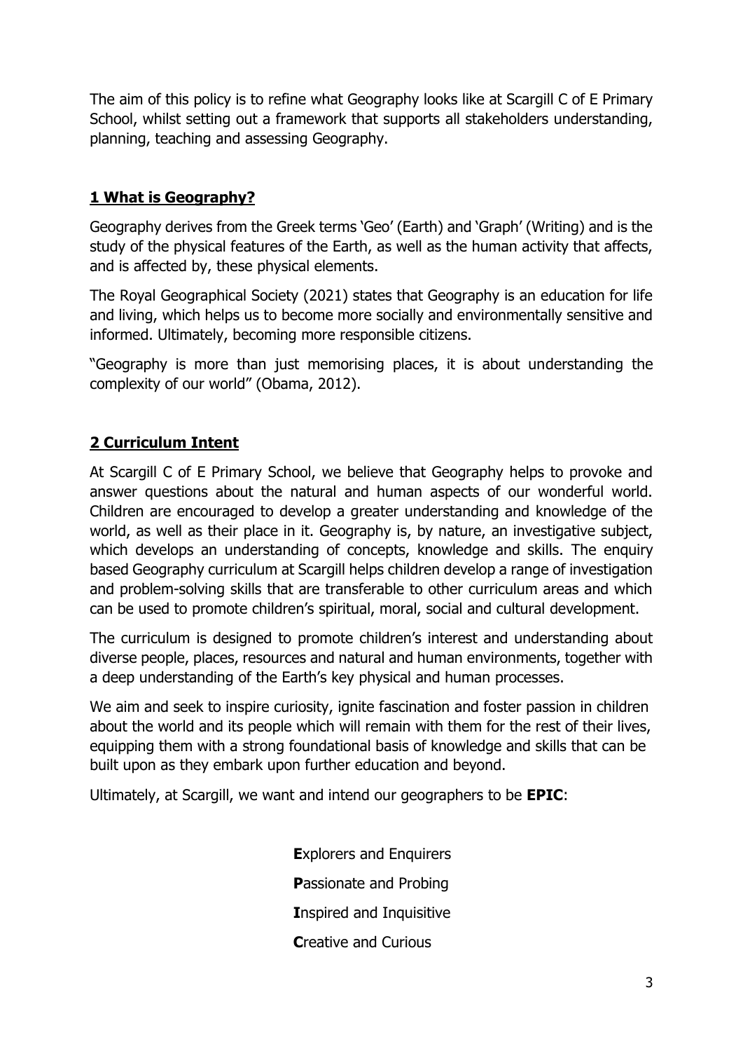The aim of this policy is to refine what Geography looks like at Scargill C of E Primary School, whilst setting out a framework that supports all stakeholders understanding, planning, teaching and assessing Geography.

## 1 What is Geography?

Geography derives from the Greek terms 'Geo' (Earth) and 'Graph' (Writing) and is the study of the physical features of the Earth, as well as the human activity that affects, and is affected by, these physical elements.

The Royal Geographical Society (2021) states that Geography is an education for life and living, which helps us to become more socially and environmentally sensitive and informed. Ultimately, becoming more responsible citizens.

"Geography is more than just memorising places, it is about understanding the complexity of our world" (Obama, 2012).

## 2 Curriculum Intent

At Scargill C of E Primary School, we believe that Geography helps to provoke and answer questions about the natural and human aspects of our wonderful world. Children are encouraged to develop a greater understanding and knowledge of the world, as well as their place in it. Geography is, by nature, an investigative subject, which develops an understanding of concepts, knowledge and skills. The enquiry based Geography curriculum at Scargill helps children develop a range of investigation and problem-solving skills that are transferable to other curriculum areas and which can be used to promote children's spiritual, moral, social and cultural development.

The curriculum is designed to promote children's interest and understanding about diverse people, places, resources and natural and human environments, together with a deep understanding of the Earth's key physical and human processes.

We aim and seek to inspire curiosity, ignite fascination and foster passion in children about the world and its people which will remain with them for the rest of their lives, equipping them with a strong foundational basis of knowledge and skills that can be built upon as they embark upon further education and beyond.

Ultimately, at Scargill, we want and intend our geographers to be **EPIC**:

**E**xplorers and Enquirers

**P**assionate and Probing

**I**nspired and Inquisitive

**C**reative and Curious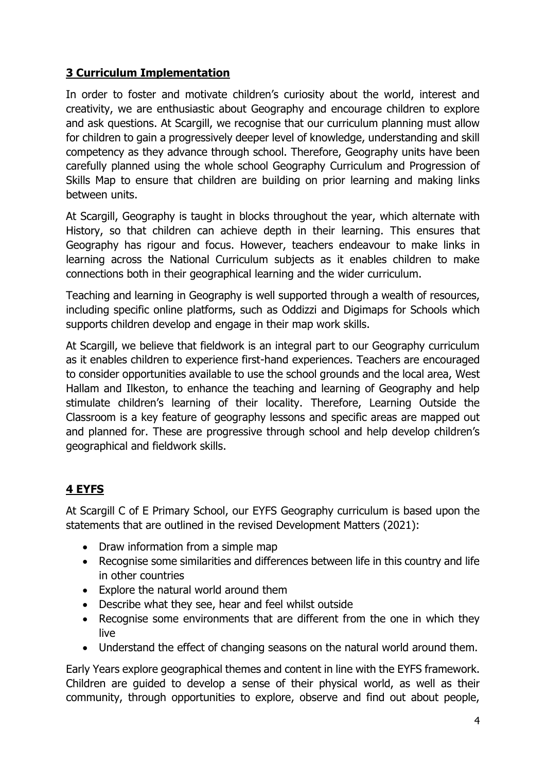## **3 Curriculum Implementation**

In order to foster and motivate children's curiosity about the world, interest and creativity, we are enthusiastic about Geography and encourage children to explore and ask questions. At Scargill, we recognise that our curriculum planning must allow for children to gain a progressively deeper level of knowledge, understanding and skill competency as they advance through school. Therefore, Geography units have been carefully planned using the whole school Geography Curriculum and Progression of Skills Map to ensure that children are building on prior learning and making links between units.

At Scargill, Geography is taught in blocks throughout the year, which alternate with History, so that children can achieve depth in their learning. This ensures that Geography has rigour and focus. However, teachers endeavour to make links in learning across the National Curriculum subjects as it enables children to make connections both in their geographical learning and the wider curriculum.

Teaching and learning in Geography is well supported through a wealth of resources, including specific online platforms, such as Oddizzi and Digimaps for Schools which supports children develop and engage in their map work skills.

At Scargill, we believe that fieldwork is an integral part to our Geography curriculum as it enables children to experience first-hand experiences. Teachers are encouraged to consider opportunities available to use the school grounds and the local area, West Hallam and Ilkeston, to enhance the teaching and learning of Geography and help stimulate children's learning of their locality. Therefore, Learning Outside the Classroom is a key feature of geography lessons and specific areas are mapped out and planned for. These are progressive through school and help develop children's geographical and fieldwork skills.

## **4 EYFS**

At Scargill C of E Primary School, our EYFS Geography curriculum is based upon the statements that are outlined in the revised Development Matters (2021):

- Draw information from a simple map
- Recognise some similarities and differences between life in this country and life in other countries
- Explore the natural world around them
- Describe what they see, hear and feel whilst outside
- Recognise some environments that are different from the one in which they live
- Understand the effect of changing seasons on the natural world around them.

Early Years explore geographical themes and content in line with the EYFS framework. Children are guided to develop a sense of their physical world, as well as their community, through opportunities to explore, observe and find out about people,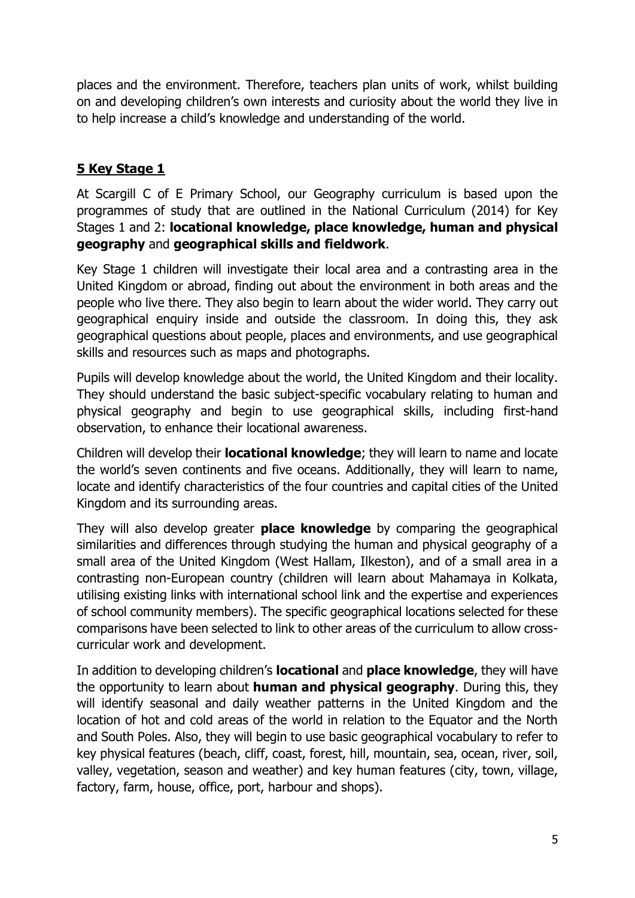places and the environment. Therefore, teachers plan units of work, whilst building on and developing children's own interests and curiosity about the world they live in to help increase a child's knowledge and understanding of the world.

## 5 Key Stage 1

At Scargill C of E Primary School, our Geography curriculum is based upon the programmes of study that are outlined in the National Curriculum (2014) for Key Stages 1 and 2: **locational knowledge, place knowledge, human and physical geography** and **geographical skills and fieldwork**.

Key Stage 1 children will investigate their local area and a contrasting area in the United Kingdom or abroad, finding out about the environment in both areas and the people who live there. They also begin to learn about the wider world. They carry out geographical enquiry inside and outside the classroom. In doing this, they ask geographical questions about people, places and environments, and use geographical skills and resources such as maps and photographs.

Pupils will develop knowledge about the world, the United Kingdom and their locality. They should understand the basic subject-specific vocabulary relating to human and physical geography and begin to use geographical skills, including first-hand observation, to enhance their locational awareness.

Children will develop their **locational knowledge**; they will learn to name and locate the world's seven continents and five oceans. Additionally, they will learn to name, locate and identify characteristics of the four countries and capital cities of the United Kingdom and its surrounding areas.

They will also develop greater **place knowledge** by comparing the geographical similarities and differences through studying the human and physical geography of a small area of the United Kingdom (West Hallam, Ilkeston), and of a small area in a contrasting non-European country (children will learn about Mahamaya in Kolkata, utilising existing links with international school link and the expertise and experiences of school community members). The specific geographical locations selected for these comparisons have been selected to link to other areas of the curriculum to allow cross-curricular work and development.

In addition to developing children's **locational** and **place knowledge**, they will have the opportunity to learn about **human and physical geography**. During this, they will identify seasonal and daily weather patterns in the United Kingdom and the location of hot and cold areas of the world in relation to the Equator and the North and South Poles. Also, they will begin to use basic geographical vocabulary to refer to key physical features (beach, cliff, coast, forest, hill, mountain, sea, ocean, river, soil, valley, vegetation, season and weather) and key human features (city, town, village, factory, farm, house, office, port, harbour and shops).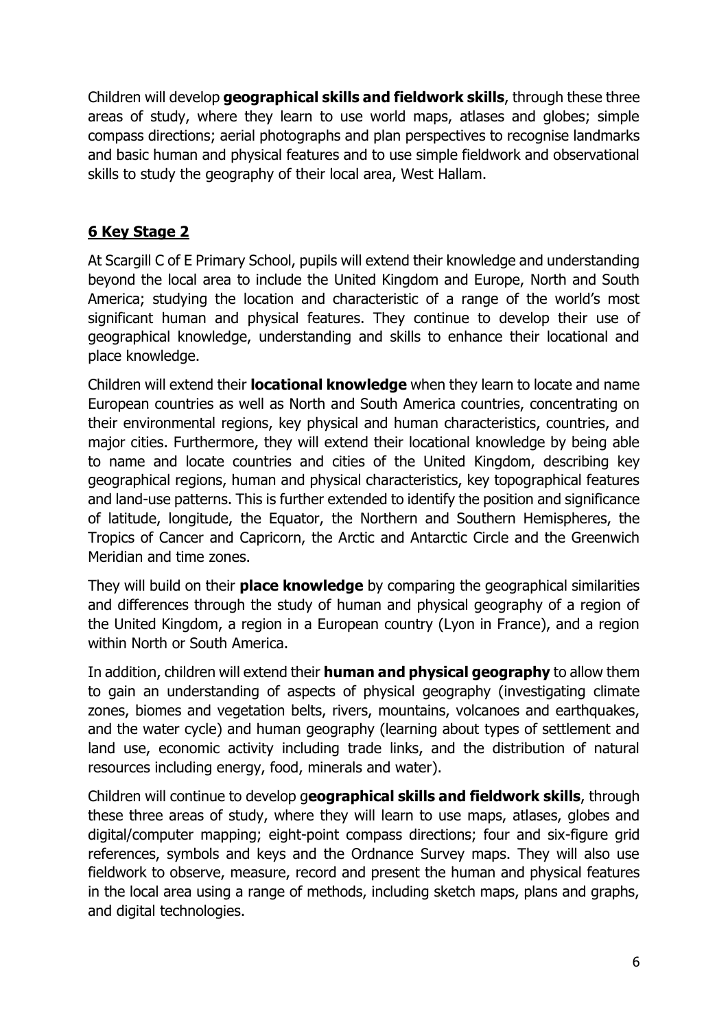Children will develop **geographical skills and fieldwork skills**, through these three areas of study, where they learn to use world maps, atlases and globes; simple compass directions; aerial photographs and plan perspectives to recognise landmarks and basic human and physical features and to use simple fieldwork and observational skills to study the geography of their local area, West Hallam.

## 6 Key Stage 2

At Scargill C of E Primary School, pupils will extend their knowledge and understanding beyond the local area to include the United Kingdom and Europe, North and South America; studying the location and characteristic of a range of the world's most significant human and physical features. They continue to develop their use of geographical knowledge, understanding and skills to enhance their locational and place knowledge.

Children will extend their **locational knowledge** when they learn to locate and name European countries as well as North and South America countries, concentrating on their environmental regions, key physical and human characteristics, countries, and major cities. Furthermore, they will extend their locational knowledge by being able to name and locate countries and cities of the United Kingdom, describing key geographical regions, human and physical characteristics, key topographical features and land-use patterns. This is further extended to identify the position and significance of latitude, longitude, the Equator, the Northern and Southern Hemispheres, the Tropics of Cancer and Capricorn, the Arctic and Antarctic Circle and the Greenwich Meridian and time zones.

They will build on their **place knowledge** by comparing the geographical similarities and differences through the study of human and physical geography of a region of the United Kingdom, a region in a European country (Lyon in France), and a region within North or South America.

In addition, children will extend their **human and physical geography** to allow them to gain an understanding of aspects of physical geography (investigating climate zones, biomes and vegetation belts, rivers, mountains, volcanoes and earthquakes, and the water cycle) and human geography (learning about types of settlement and land use, economic activity including trade links, and the distribution of natural resources including energy, food, minerals and water).

Children will continue to develop g**eographical skills and fieldwork skills**, through these three areas of study, where they will learn to use maps, atlases, globes and digital/computer mapping; eight-point compass directions; four and six-figure grid references, symbols and keys and the Ordnance Survey maps. They will also use fieldwork to observe, measure, record and present the human and physical features in the local area using a range of methods, including sketch maps, plans and graphs, and digital technologies.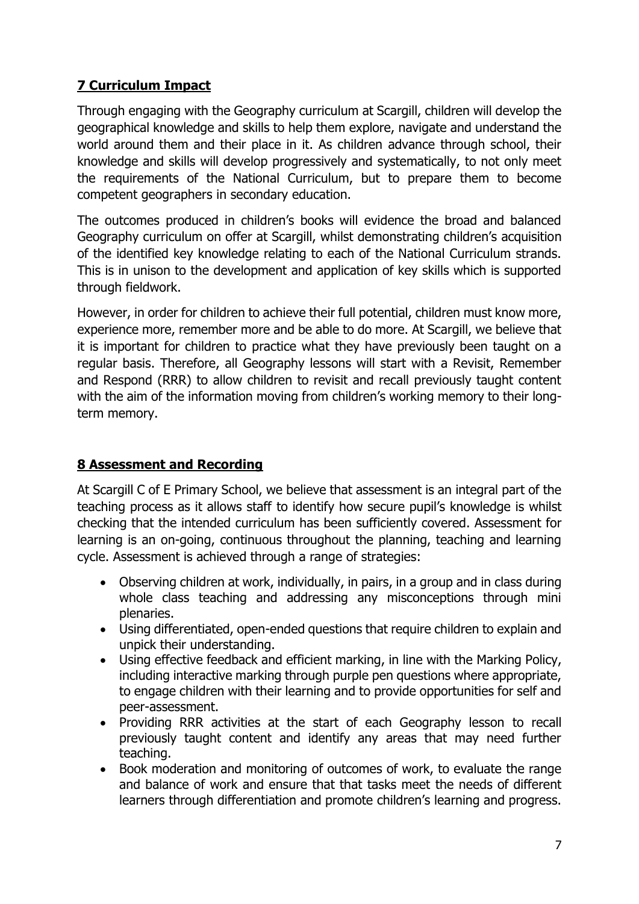## 7 Curriculum Impact

Through engaging with the Geography curriculum at Scargill, children will develop the geographical knowledge and skills to help them explore, navigate and understand the world around them and their place in it. As children advance through school, their knowledge and skills will develop progressively and systematically, to not only meet the requirements of the National Curriculum, but to prepare them to become competent geographers in secondary education.

The outcomes produced in children's books will evidence the broad and balanced Geography curriculum on offer at Scargill, whilst demonstrating children's acquisition of the identified key knowledge relating to each of the National Curriculum strands. This is in unison to the development and application of key skills which is supported through fieldwork.

However, in order for children to achieve their full potential, children must know more, experience more, remember more and be able to do more. At Scargill, we believe that it is important for children to practice what they have previously been taught on a regular basis. Therefore, all Geography lessons will start with a Revisit, Remember and Respond (RRR) to allow children to revisit and recall previously taught content with the aim of the information moving from children's working memory to their long-term memory.

## 8 Assessment and Recording

At Scargill C of E Primary School, we believe that assessment is an integral part of the teaching process as it allows staff to identify how secure pupil's knowledge is whilst checking that the intended curriculum has been sufficiently covered. Assessment for learning is an on-going, continuous throughout the planning, teaching and learning cycle. Assessment is achieved through a range of strategies:

- Observing children at work, individually, in pairs, in a group and in class during whole class teaching and addressing any misconceptions through mini plenaries.
- Using differentiated, open-ended questions that require children to explain and unpick their understanding.
- Using effective feedback and efficient marking, in line with the Marking Policy, including interactive marking through purple pen questions where appropriate, to engage children with their learning and to provide opportunities for self and peer-assessment.
- Providing RRR activities at the start of each Geography lesson to recall previously taught content and identify any areas that may need further teaching.
- Book moderation and monitoring of outcomes of work, to evaluate the range and balance of work and ensure that that tasks meet the needs of different learners through differentiation and promote children's learning and progress.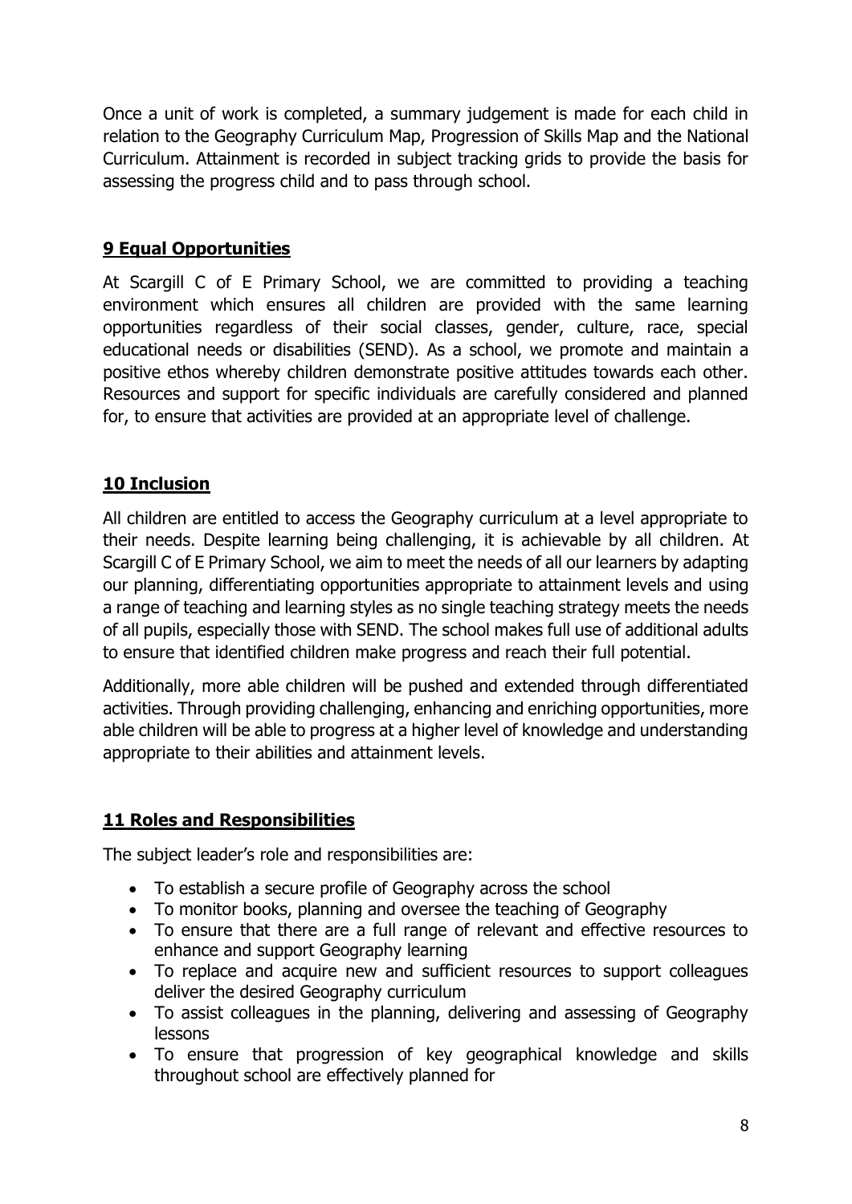Once a unit of work is completed, a summary judgement is made for each child in relation to the Geography Curriculum Map, Progression of Skills Map and the National Curriculum. Attainment is recorded in subject tracking grids to provide the basis for assessing the progress child and to pass through school.

## 9 Equal Opportunities

At Scargill C of E Primary School, we are committed to providing a teaching environment which ensures all children are provided with the same learning opportunities regardless of their social classes, gender, culture, race, special educational needs or disabilities (SEND). As a school, we promote and maintain a positive ethos whereby children demonstrate positive attitudes towards each other. Resources and support for specific individuals are carefully considered and planned for, to ensure that activities are provided at an appropriate level of challenge.

## 10 Inclusion

All children are entitled to access the Geography curriculum at a level appropriate to their needs. Despite learning being challenging, it is achievable by all children. At Scargill C of E Primary School, we aim to meet the needs of all our learners by adapting our planning, differentiating opportunities appropriate to attainment levels and using a range of teaching and learning styles as no single teaching strategy meets the needs of all pupils, especially those with SEND. The school makes full use of additional adults to ensure that identified children make progress and reach their full potential.

Additionally, more able children will be pushed and extended through differentiated activities. Through providing challenging, enhancing and enriching opportunities, more able children will be able to progress at a higher level of knowledge and understanding appropriate to their abilities and attainment levels.

## 11 Roles and Responsibilities

The subject leader's role and responsibilities are:

- To establish a secure profile of Geography across the school
- To monitor books, planning and oversee the teaching of Geography
- To ensure that there are a full range of relevant and effective resources to enhance and support Geography learning
- To replace and acquire new and sufficient resources to support colleagues deliver the desired Geography curriculum
- To assist colleagues in the planning, delivering and assessing of Geography lessons
- To ensure that progression of key geographical knowledge and skills throughout school are effectively planned for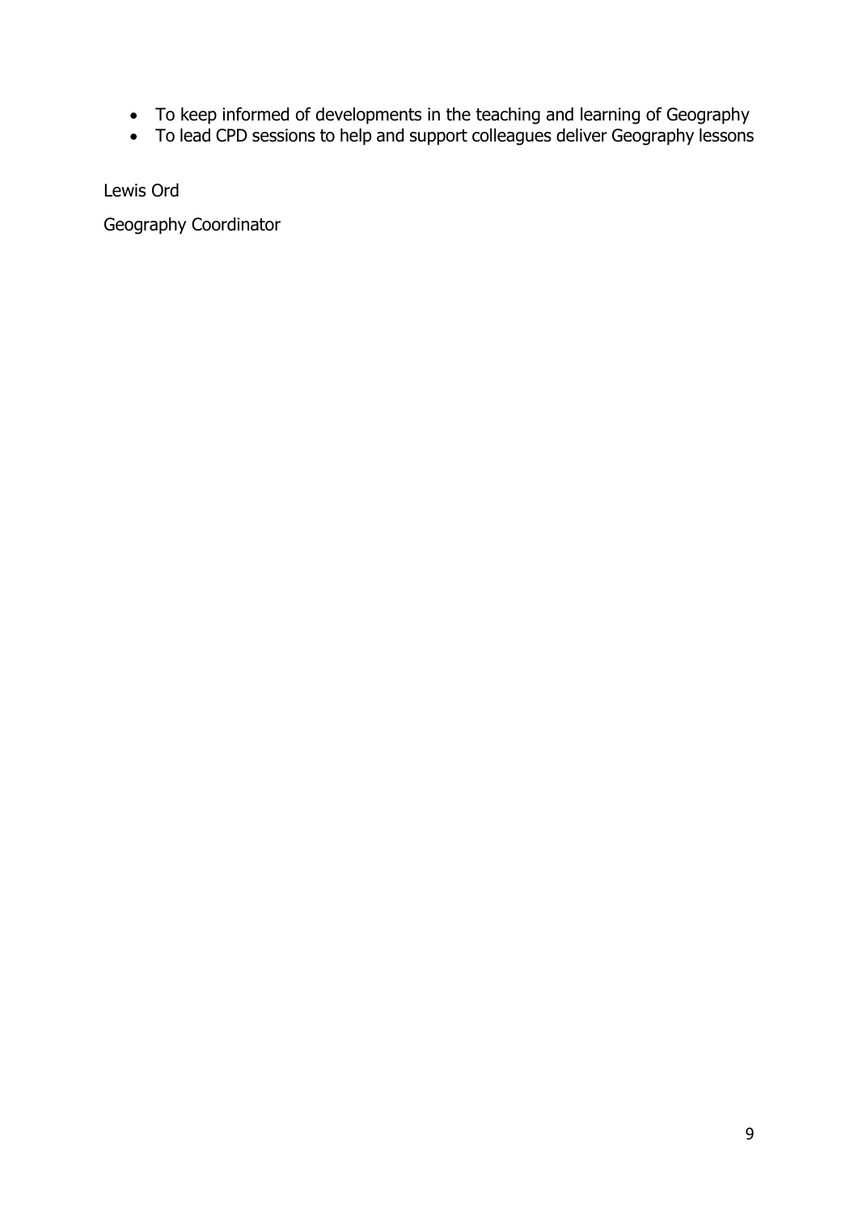- To keep informed of developments in the teaching and learning of Geography
- To lead CPD sessions to help and support colleagues deliver Geography lessons

Lewis Ord

Geography Coordinator